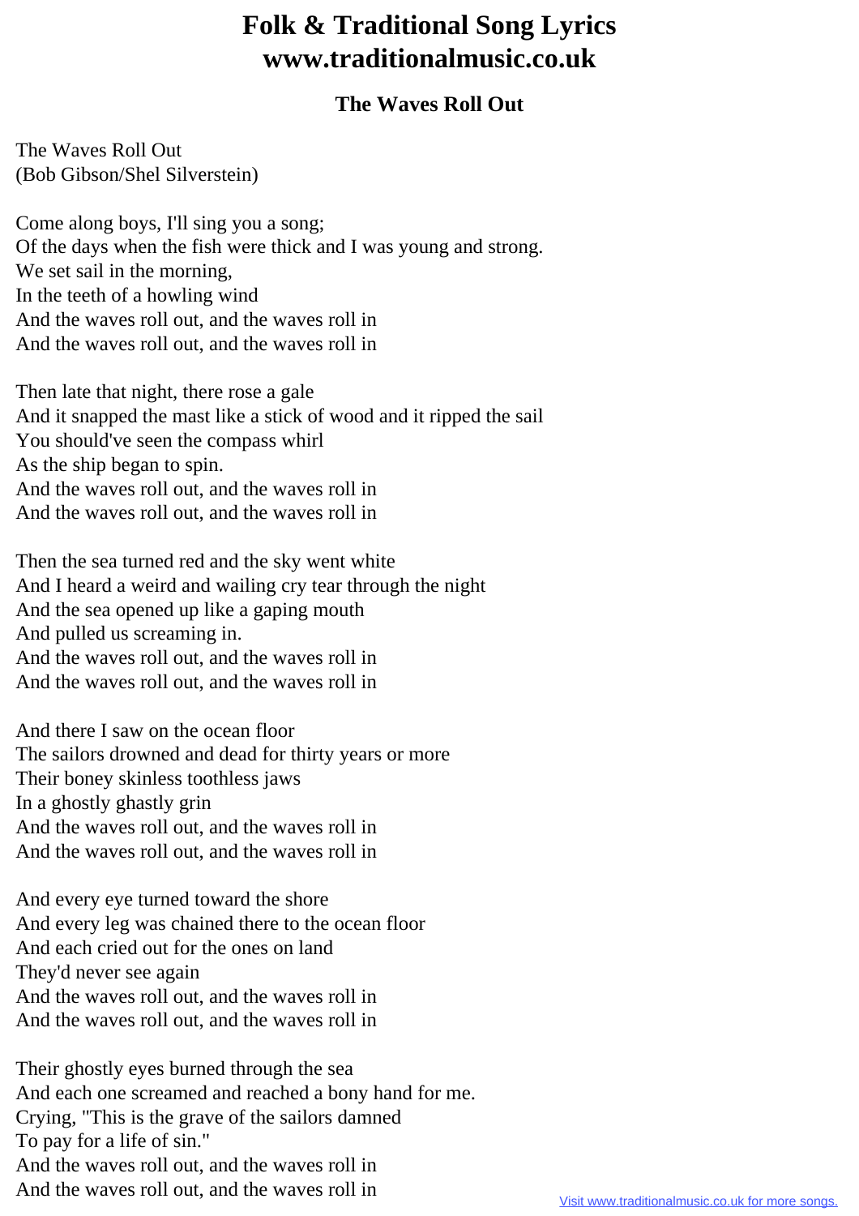# Folk & Traditional Song Lyrics
# www.traditionalmusic.co.uk

## The Waves Roll Out

The Waves Roll Out
(Bob Gibson/Shel Silverstein)

Come along boys, I'll sing you a song;
Of the days when the fish were thick and I was young and strong.
We set sail in the morning,
In the teeth of a howling wind
And the waves roll out, and the waves roll in
And the waves roll out, and the waves roll in

Then late that night, there rose a gale
And it snapped the mast like a stick of wood and it ripped the sail
You should've seen the compass whirl
As the ship began to spin.
And the waves roll out, and the waves roll in
And the waves roll out, and the waves roll in

Then the sea turned red and the sky went white
And I heard a weird and wailing cry tear through the night
And the sea opened up like a gaping mouth
And pulled us screaming in.
And the waves roll out, and the waves roll in
And the waves roll out, and the waves roll in

And there I saw on the ocean floor
The sailors drowned and dead for thirty years or more
Their boney skinless toothless jaws
In a ghostly ghastly grin
And the waves roll out, and the waves roll in
And the waves roll out, and the waves roll in

And every eye turned toward the shore
And every leg was chained there to the ocean floor
And each cried out for the ones on land
They'd never see again
And the waves roll out, and the waves roll in
And the waves roll out, and the waves roll in

Their ghostly eyes burned through the sea
And each one screamed and reached a bony hand for me.
Crying, "This is the grave of the sailors damned
To pay for a life of sin."
And the waves roll out, and the waves roll in
And the waves roll out, and the waves roll in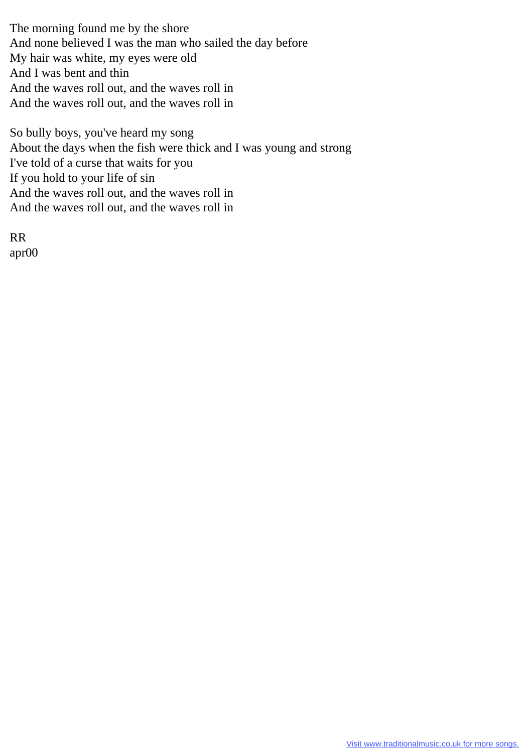The morning found me by the shore
And none believed I was the man who sailed the day before
My hair was white, my eyes were old
And I was bent and thin
And the waves roll out, and the waves roll in
And the waves roll out, and the waves roll in

So bully boys, you've heard my song
About the days when the fish were thick and I was young and strong
I've told of a curse that waits for you
If you hold to your life of sin
And the waves roll out, and the waves roll in
And the waves roll out, and the waves roll in

RR
apr00